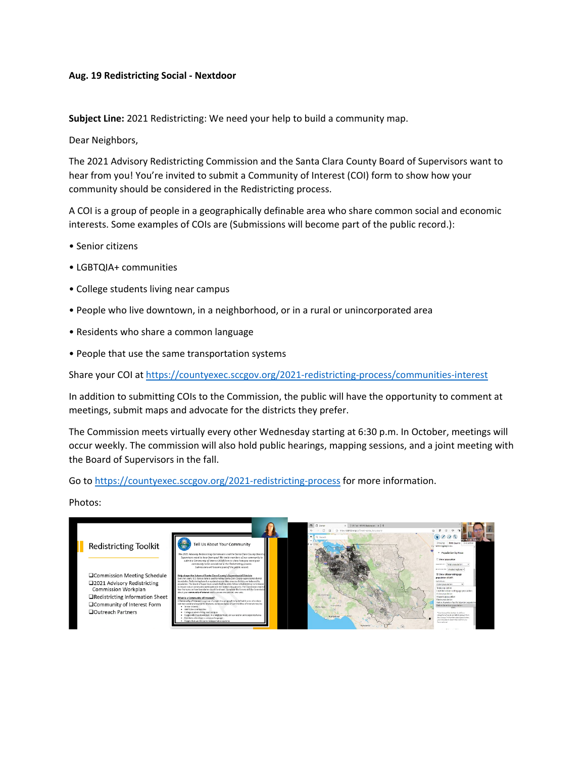**Aug. 19 Redistricting Social - Nextdoor**

**Subject Line:** 2021 Redistricting: We need your help to build a community map.

Dear Neighbors,

The 2021 Advisory Redistricting Commission and the Santa Clara County Board of Supervisors want to hear from you! You're invited to submit a Community of Interest (COI) form to show how your community should be considered in the Redistricting process.

A COI is a group of people in a geographically definable area who share common social and economic interests. Some examples of COIs are (Submissions will become part of the public record.):

- Senior citizens
- LGBTQIA+ communities
- College students living near campus
- People who live downtown, in a neighborhood, or in a rural or unincorporated area
- Residents who share a common language
- People that use the same transportation systems

Share your COI at https://countyexec.sccgov.org/2021-redistricting-process/communities-interest

In addition to submitting COIs to the Commission, the public will have the opportunity to comment at meetings, submit maps and advocate for the districts they prefer.

The Commission meets virtually every other Wednesday starting at 6:30 p.m. In October, meetings will occur weekly. The commission will also hold public hearings, mapping sessions, and a joint meeting with the Board of Supervisors in the fall.

Go to https://countyexec.sccgov.org/2021-redistricting-process for more information.

Photos: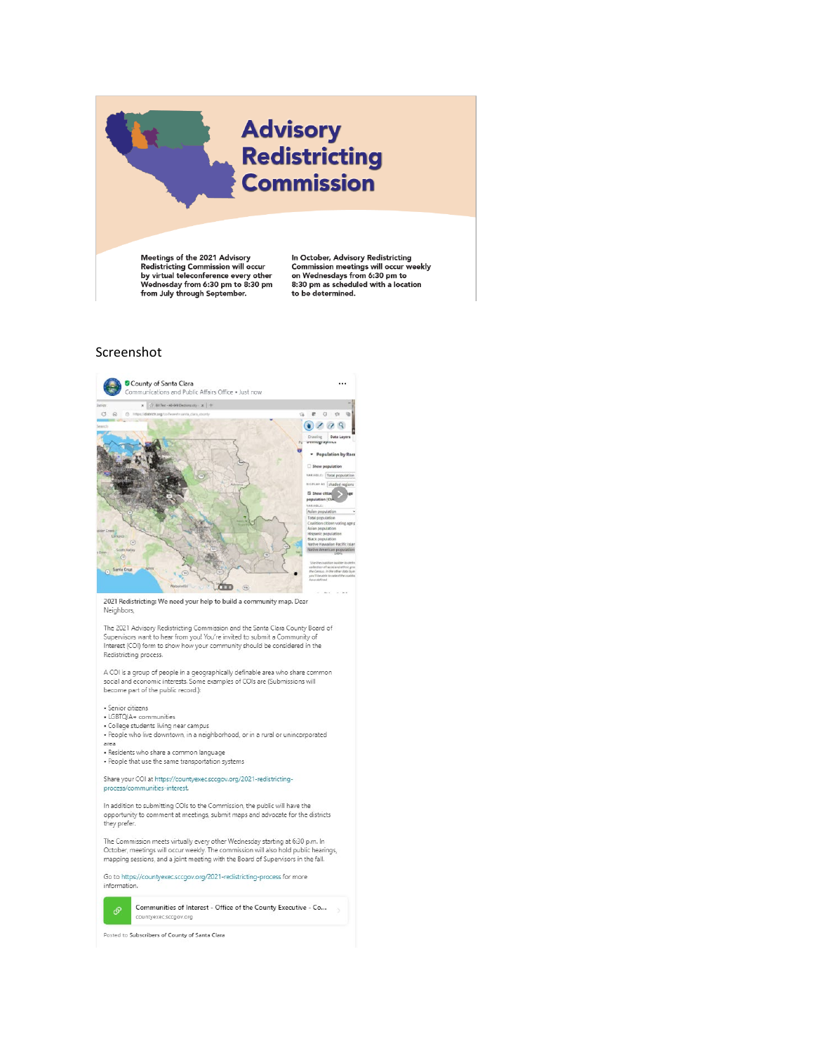# Advisory Redistricting Commission

Meetings of the 2021 Advisory Redistricting Commission will occur by virtual teleconference every other Wednesday from 6:30 pm to 8:30 pm from July through September.

In October, Advisory Redistricting Commission meetings will occur weekly on Wednesdays from 6:30 pm to 8:30 pm as scheduled with a location to be determined.

## Screenshot

County of Santa Clara
Communications and Public Affairs Office • Just now

2021 Redistricting: We need your help to build a community map. Dear Neighbors,

The 2021 Advisory Redistricting Commission and the Santa Clara County Board of Supervisors want to hear from you! You're invited to submit a Community of Interest (COI) form to show how your community should be considered in the Redistricting process.

A COI is a group of people in a geographically definable area who share common social and economic interests. Some examples of COIs are (Submissions will become part of the public record.):

- Senior citizens
- LGBTQIA+ communities
- College students living near campus
- People who live downtown, in a neighborhood, or in a rural or unincorporated area
- Residents who share a common language
- People that use the same transportation systems

Share your COI at https://countyexec.sccgov.org/2021-redistricting-process/communities-interest.

In addition to submitting COIs to the Commission, the public will have the opportunity to comment at meetings, submit maps and advocate for the districts they prefer.

The Commission meets virtually every other Wednesday starting at 6:30 p.m. In October, meetings will occur weekly. The commission will also hold public hearings, mapping sessions, and a joint meeting with the Board of Supervisors in the fall.

Go to https://countyexec.sccgov.org/2021-redistricting-process for more information.

Communities of Interest - Office of the County Executive - Co...
countyexec.sccgov.org

Posted to Subscribers of County of Santa Clara